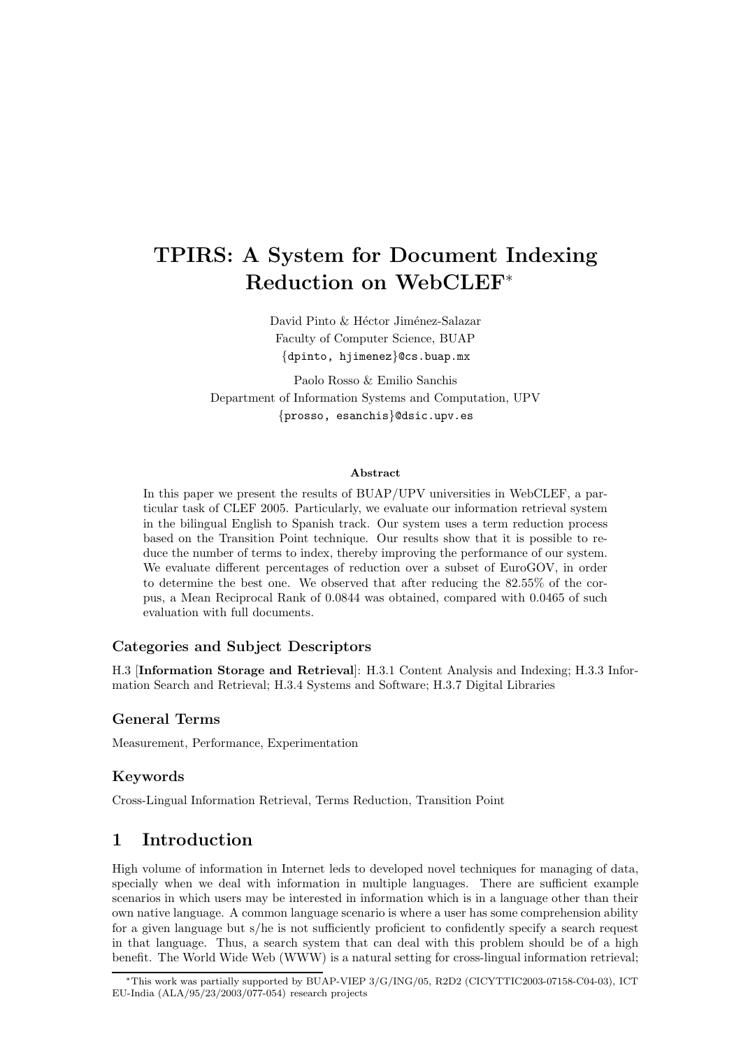# TPIRS: A System for Document Indexing Reduction on WebCLEF*

David Pinto & Héctor Jiménez-Salazar
Faculty of Computer Science, BUAP
{dpinto, hjimenez}@cs.buap.mx

Paolo Rosso & Emilio Sanchis
Department of Information Systems and Computation, UPV
{prosso, esanchis}@dsic.upv.es

### Abstract

In this paper we present the results of BUAP/UPV universities in WebCLEF, a particular task of CLEF 2005. Particularly, we evaluate our information retrieval system in the bilingual English to Spanish track. Our system uses a term reduction process based on the Transition Point technique. Our results show that it is possible to reduce the number of terms to index, thereby improving the performance of our system. We evaluate different percentages of reduction over a subset of EuroGOV, in order to determine the best one. We observed that after reducing the 82.55% of the corpus, a Mean Reciprocal Rank of 0.0844 was obtained, compared with 0.0465 of such evaluation with full documents.

### Categories and Subject Descriptors

H.3 [**Information Storage and Retrieval**]: H.3.1 Content Analysis and Indexing; H.3.3 Information Search and Retrieval; H.3.4 Systems and Software; H.3.7 Digital Libraries

### General Terms

Measurement, Performance, Experimentation

### Keywords

Cross-Lingual Information Retrieval, Terms Reduction, Transition Point

## 1 Introduction

High volume of information in Internet leds to developed novel techniques for managing of data, specially when we deal with information in multiple languages. There are sufficient example scenarios in which users may be interested in information which is in a language other than their own native language. A common language scenario is where a user has some comprehension ability for a given language but s/he is not sufficiently proficient to confidently specify a search request in that language. Thus, a search system that can deal with this problem should be of a high benefit. The World Wide Web (WWW) is a natural setting for cross-lingual information retrieval;

*This work was partially supported by BUAP-VIEP 3/G/ING/05, R2D2 (CICYTTIC2003-07158-C04-03), ICT EU-India (ALA/95/23/2003/077-054) research projects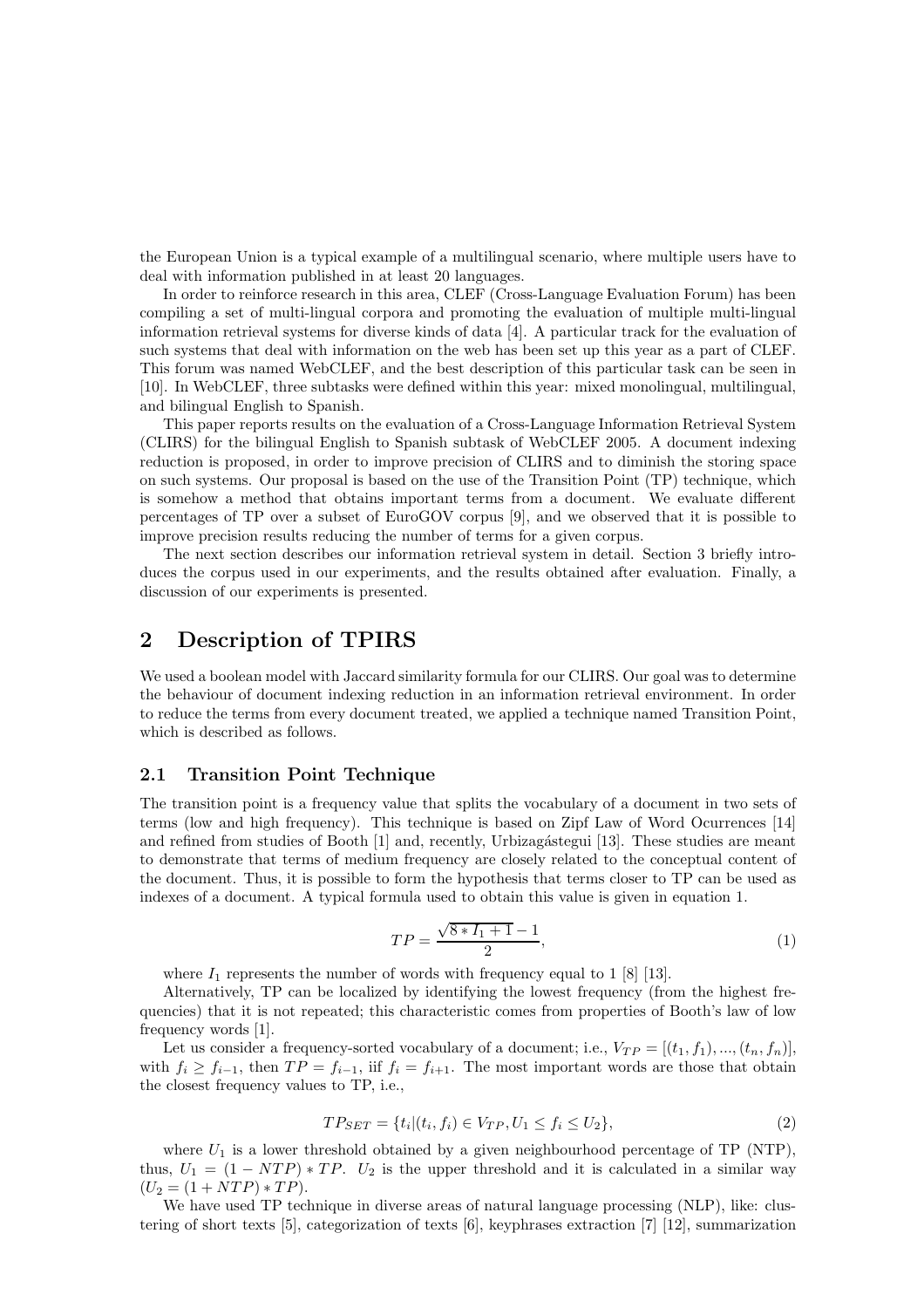the European Union is a typical example of a multilingual scenario, where multiple users have to deal with information published in at least 20 languages.

In order to reinforce research in this area, CLEF (Cross-Language Evaluation Forum) has been compiling a set of multi-lingual corpora and promoting the evaluation of multiple multi-lingual information retrieval systems for diverse kinds of data [4]. A particular track for the evaluation of such systems that deal with information on the web has been set up this year as a part of CLEF. This forum was named WebCLEF, and the best description of this particular task can be seen in [10]. In WebCLEF, three subtasks were defined within this year: mixed monolingual, multilingual, and bilingual English to Spanish.

This paper reports results on the evaluation of a Cross-Language Information Retrieval System (CLIRS) for the bilingual English to Spanish subtask of WebCLEF 2005. A document indexing reduction is proposed, in order to improve precision of CLIRS and to diminish the storing space on such systems. Our proposal is based on the use of the Transition Point (TP) technique, which is somehow a method that obtains important terms from a document. We evaluate different percentages of TP over a subset of EuroGOV corpus [9], and we observed that it is possible to improve precision results reducing the number of terms for a given corpus.

The next section describes our information retrieval system in detail. Section 3 briefly introduces the corpus used in our experiments, and the results obtained after evaluation. Finally, a discussion of our experiments is presented.

## 2 Description of TPIRS

We used a boolean model with Jaccard similarity formula for our CLIRS. Our goal was to determine the behaviour of document indexing reduction in an information retrieval environment. In order to reduce the terms from every document treated, we applied a technique named Transition Point, which is described as follows.

### 2.1 Transition Point Technique

The transition point is a frequency value that splits the vocabulary of a document in two sets of terms (low and high frequency). This technique is based on Zipf Law of Word Ocurrences [14] and refined from studies of Booth [1] and, recently, Urbizagástegui [13]. These studies are meant to demonstrate that terms of medium frequency are closely related to the conceptual content of the document. Thus, it is possible to form the hypothesis that terms closer to TP can be used as indexes of a document. A typical formula used to obtain this value is given in equation 1.

$$TP = \frac{\sqrt{8 * I_1 + 1} - 1}{2}, \tag{1}$$

where $I_1$ represents the number of words with frequency equal to 1 [8] [13].

Alternatively, TP can be localized by identifying the lowest frequency (from the highest frequencies) that it is not repeated; this characteristic comes from properties of Booth's law of low frequency words [1].

Let us consider a frequency-sorted vocabulary of a document; i.e., $V_{TP} = [(t_1, f_1), ..., (t_n, f_n)]$, with $f_i \geq f_{i-1}$, then $TP = f_{i-1}$, iif $f_i = f_{i+1}$. The most important words are those that obtain the closest frequency values to TP, i.e.,

$$TP_{SET} = \{t_i | (t_i, f_i) \in V_{TP}, U_1 \leq f_i \leq U_2\}, \tag{2}$$

where $U_1$ is a lower threshold obtained by a given neighbourhood percentage of TP (NTP), thus, $U_1 = (1 - NTP) * TP$. $U_2$ is the upper threshold and it is calculated in a similar way ($U_2 = (1 + NTP) * TP$).

We have used TP technique in diverse areas of natural language processing (NLP), like: clustering of short texts [5], categorization of texts [6], keyphrases extraction [7] [12], summarization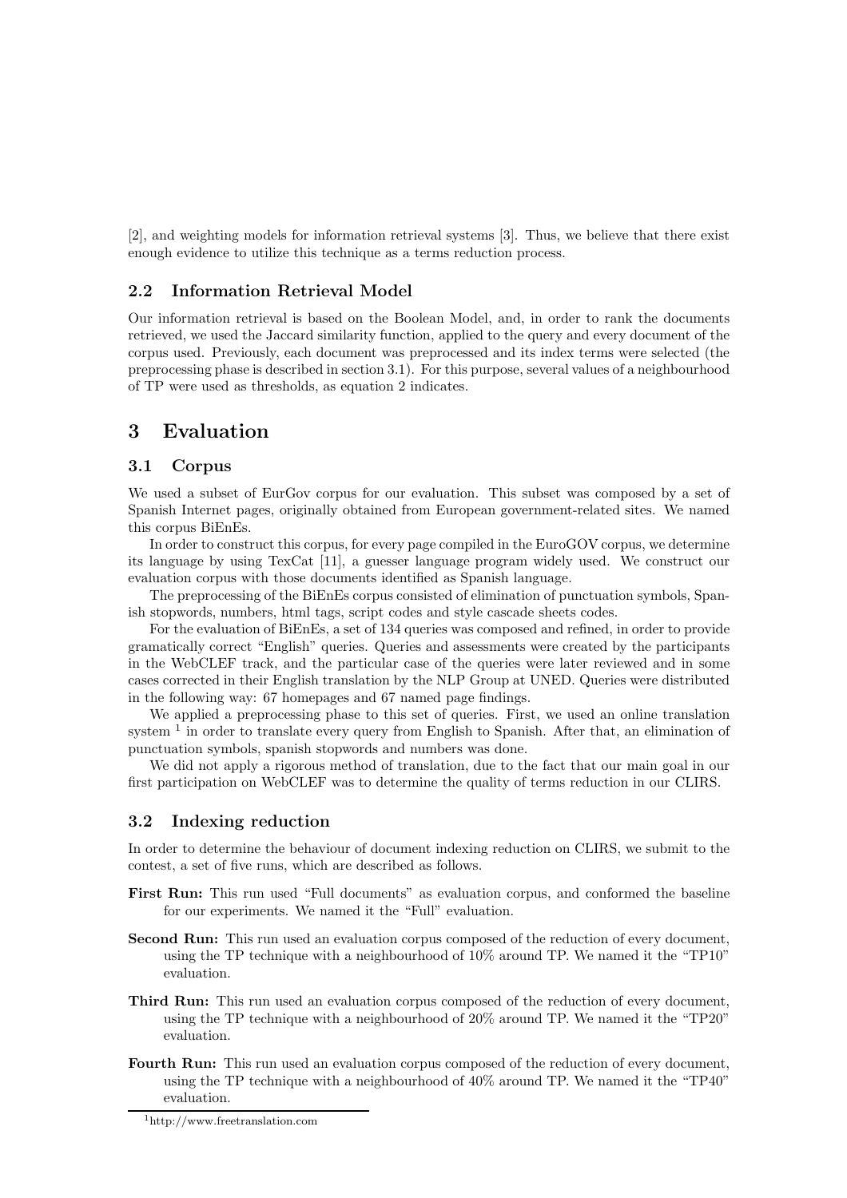[2], and weighting models for information retrieval systems [3]. Thus, we believe that there exist enough evidence to utilize this technique as a terms reduction process.

### 2.2 Information Retrieval Model

Our information retrieval is based on the Boolean Model, and, in order to rank the documents retrieved, we used the Jaccard similarity function, applied to the query and every document of the corpus used. Previously, each document was preprocessed and its index terms were selected (the preprocessing phase is described in section 3.1). For this purpose, several values of a neighbourhood of TP were used as thresholds, as equation 2 indicates.

## 3 Evaluation

### 3.1 Corpus

We used a subset of EurGov corpus for our evaluation. This subset was composed by a set of Spanish Internet pages, originally obtained from European government-related sites. We named this corpus BiEnEs.

In order to construct this corpus, for every page compiled in the EuroGOV corpus, we determine its language by using TexCat [11], a guesser language program widely used. We construct our evaluation corpus with those documents identified as Spanish language.

The preprocessing of the BiEnEs corpus consisted of elimination of punctuation symbols, Spanish stopwords, numbers, html tags, script codes and style cascade sheets codes.

For the evaluation of BiEnEs, a set of 134 queries was composed and refined, in order to provide gramatically correct "English" queries. Queries and assessments were created by the participants in the WebCLEF track, and the particular case of the queries were later reviewed and in some cases corrected in their English translation by the NLP Group at UNED. Queries were distributed in the following way: 67 homepages and 67 named page findings.

We applied a preprocessing phase to this set of queries. First, we used an online translation system [1] in order to translate every query from English to Spanish. After that, an elimination of punctuation symbols, spanish stopwords and numbers was done.

We did not apply a rigorous method of translation, due to the fact that our main goal in our first participation on WebCLEF was to determine the quality of terms reduction in our CLIRS.

### 3.2 Indexing reduction

In order to determine the behaviour of document indexing reduction on CLIRS, we submit to the contest, a set of five runs, which are described as follows.

**First Run:** This run used "Full documents" as evaluation corpus, and conformed the baseline for our experiments. We named it the "Full" evaluation.

**Second Run:** This run used an evaluation corpus composed of the reduction of every document, using the TP technique with a neighbourhood of 10% around TP. We named it the "TP10" evaluation.

**Third Run:** This run used an evaluation corpus composed of the reduction of every document, using the TP technique with a neighbourhood of 20% around TP. We named it the "TP20" evaluation.

**Fourth Run:** This run used an evaluation corpus composed of the reduction of every document, using the TP technique with a neighbourhood of 40% around TP. We named it the "TP40" evaluation.

[1] http://www.freetranslation.com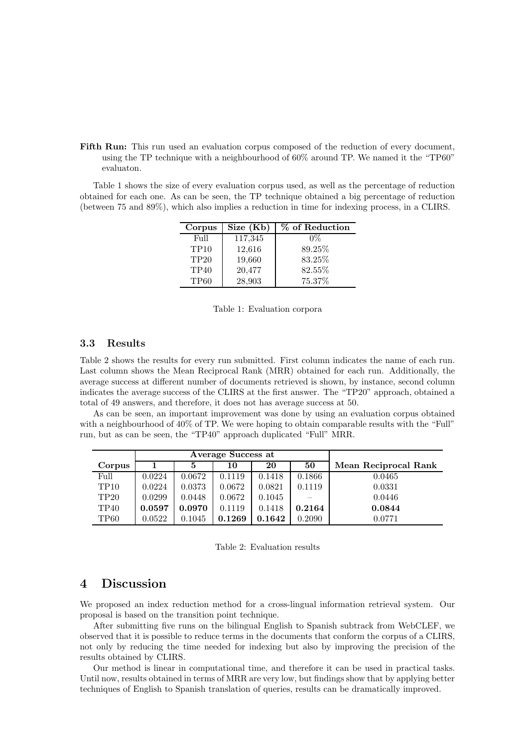**Fifth Run:** This run used an evaluation corpus composed of the reduction of every document, using the TP technique with a neighbourhood of 60% around TP. We named it the "TP60" evaluaton.

Table 1 shows the size of every evaluation corpus used, as well as the percentage of reduction obtained for each one. As can be seen, the TP technique obtained a big percentage of reduction (between 75 and 89%), which also implies a reduction in time for indexing process, in a CLIRS.

| Corpus | Size (Kb) | % of Reduction |
|---|---|---|
| Full | 117,345 | 0% |
| TP10 | 12,616 | 89.25% |
| TP20 | 19,660 | 83.25% |
| TP40 | 20,477 | 82.55% |
| TP60 | 28,903 | 75.37% |

Table 1: Evaluation corpora

### 3.3 Results

Table 2 shows the results for every run submitted. First column indicates the name of each run. Last column shows the Mean Reciprocal Rank (MRR) obtained for each run. Additionally, the average success at different number of documents retrieved is shown, by instance, second column indicates the average success of the CLIRS at the first answer. The "TP20" approach, obtained a total of 49 answers, and therefore, it does not has average success at 50.

As can be seen, an important improvement was done by using an evaluation corpus obtained with a neighbourhood of 40% of TP. We were hoping to obtain comparable results with the "Full" run, but as can be seen, the "TP40" approach duplicated "Full" MRR.

| | Average Success at | | | | | |
|---|---|---|---|---|---|---|
| **Corpus** | **1** | **5** | **10** | **20** | **50** | **Mean Reciprocal Rank** |
| Full | 0.0224 | 0.0672 | 0.1119 | 0.1418 | 0.1866 | 0.0465 |
| TP10 | 0.0224 | 0.0373 | 0.0672 | 0.0821 | 0.1119 | 0.0331 |
| TP20 | 0.0299 | 0.0448 | 0.0672 | 0.1045 | – | 0.0446 |
| TP40 | **0.0597** | **0.0970** | 0.1119 | 0.1418 | **0.2164** | **0.0844** |
| TP60 | 0.0522 | 0.1045 | **0.1269** | **0.1642** | 0.2090 | 0.0771 |

Table 2: Evaluation results

## 4 Discussion

We proposed an index reduction method for a cross-lingual information retrieval system. Our proposal is based on the transition point technique.

After submitting five runs on the bilingual English to Spanish subtrack from WebCLEF, we observed that it is possible to reduce terms in the documents that conform the corpus of a CLIRS, not only by reducing the time needed for indexing but also by improving the precision of the results obtained by CLIRS.

Our method is linear in computational time, and therefore it can be used in practical tasks. Until now, results obtained in terms of MRR are very low, but findings show that by applying better techniques of English to Spanish translation of queries, results can be dramatically improved.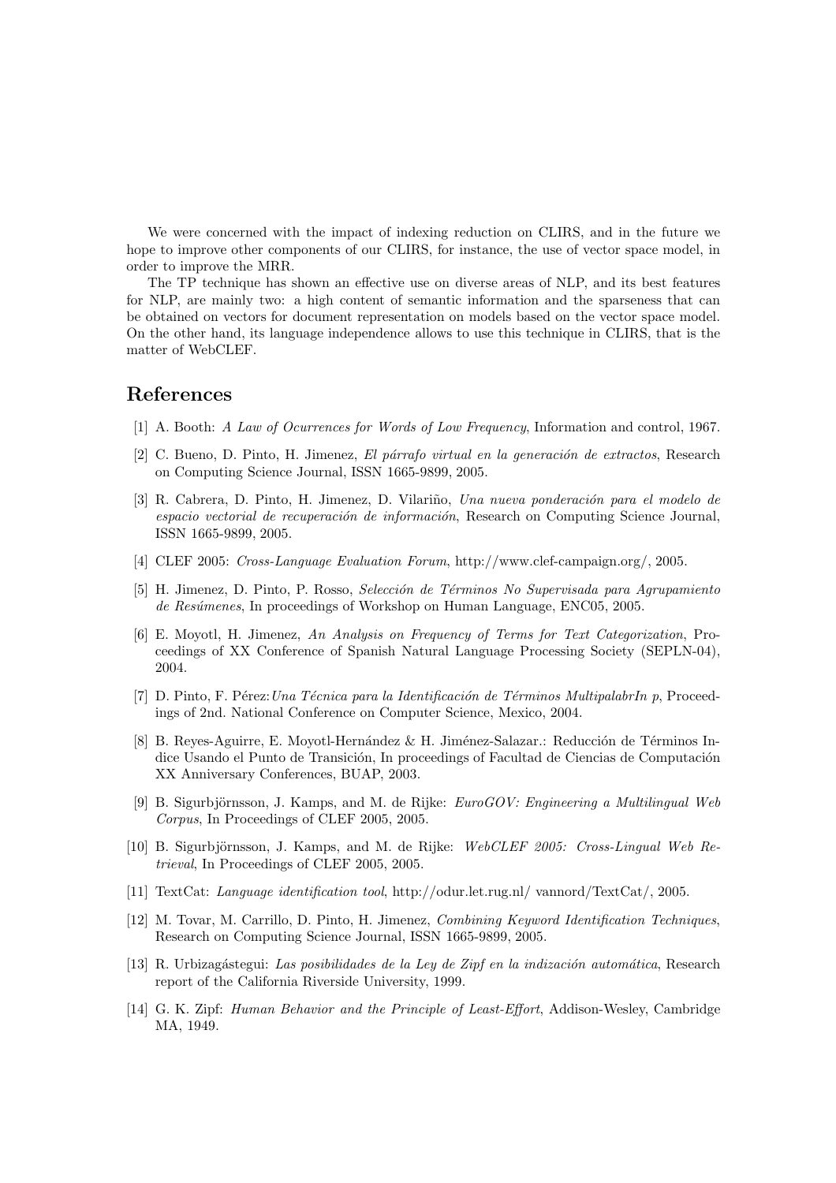We were concerned with the impact of indexing reduction on CLIRS, and in the future we hope to improve other components of our CLIRS, for instance, the use of vector space model, in order to improve the MRR.

The TP technique has shown an effective use on diverse areas of NLP, and its best features for NLP, are mainly two: a high content of semantic information and the sparseness that can be obtained on vectors for document representation on models based on the vector space model. On the other hand, its language independence allows to use this technique in CLIRS, that is the matter of WebCLEF.

# References

[1] A. Booth: *A Law of Ocurrences for Words of Low Frequency*, Information and control, 1967.

[2] C. Bueno, D. Pinto, H. Jimenez, *El párrafo virtual en la generación de extractos*, Research on Computing Science Journal, ISSN 1665-9899, 2005.

[3] R. Cabrera, D. Pinto, H. Jimenez, D. Vilariño, *Una nueva ponderación para el modelo de espacio vectorial de recuperación de información*, Research on Computing Science Journal, ISSN 1665-9899, 2005.

[4] CLEF 2005: *Cross-Language Evaluation Forum*, http://www.clef-campaign.org/, 2005.

[5] H. Jimenez, D. Pinto, P. Rosso, *Selección de Términos No Supervisada para Agrupamiento de Resúmenes*, In proceedings of Workshop on Human Language, ENC05, 2005.

[6] E. Moyotl, H. Jimenez, *An Analysis on Frequency of Terms for Text Categorization*, Proceedings of XX Conference of Spanish Natural Language Processing Society (SEPLN-04), 2004.

[7] D. Pinto, F. Pérez:*Una Técnica para la Identificación de Términos MultipalabrIn p*, Proceedings of 2nd. National Conference on Computer Science, Mexico, 2004.

[8] B. Reyes-Aguirre, E. Moyotl-Hernández & H. Jiménez-Salazar.: Reducción de Términos Indice Usando el Punto de Transición, In proceedings of Facultad de Ciencias de Computación XX Anniversary Conferences, BUAP, 2003.

[9] B. Sigurbjörnsson, J. Kamps, and M. de Rijke: *EuroGOV: Engineering a Multilingual Web Corpus*, In Proceedings of CLEF 2005, 2005.

[10] B. Sigurbjörnsson, J. Kamps, and M. de Rijke: *WebCLEF 2005: Cross-Lingual Web Retrieval*, In Proceedings of CLEF 2005, 2005.

[11] TextCat: *Language identification tool*, http://odur.let.rug.nl/ vannord/TextCat/, 2005.

[12] M. Tovar, M. Carrillo, D. Pinto, H. Jimenez, *Combining Keyword Identification Techniques*, Research on Computing Science Journal, ISSN 1665-9899, 2005.

[13] R. Urbizagástegui: *Las posibilidades de la Ley de Zipf en la indización automática*, Research report of the California Riverside University, 1999.

[14] G. K. Zipf: *Human Behavior and the Principle of Least-Effort*, Addison-Wesley, Cambridge MA, 1949.